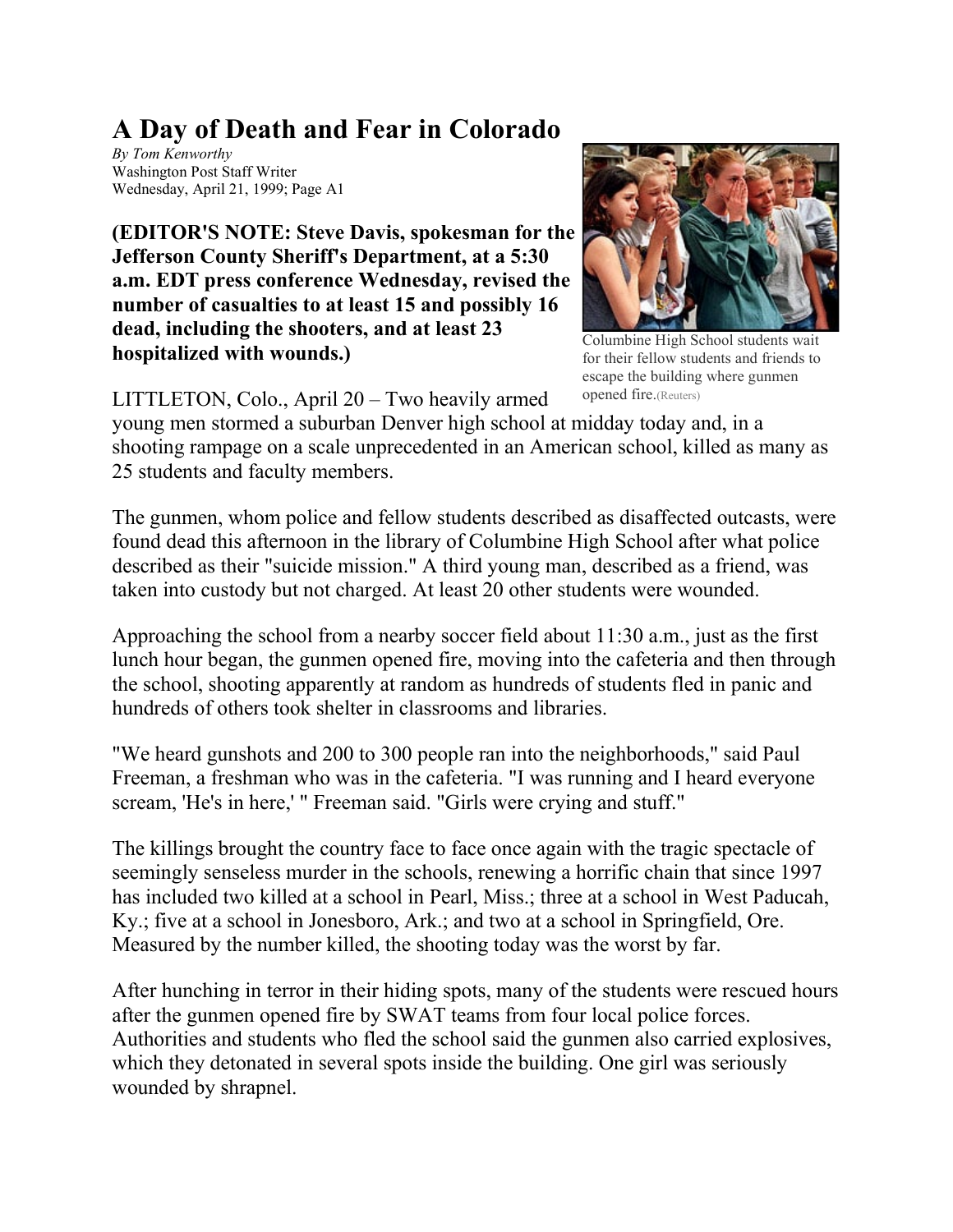# A Day of Death and Fear in Colorado

*By Tom Kenworthy*
Washington Post Staff Writer
Wednesday, April 21, 1999; Page A1

**(EDITOR'S NOTE: Steve Davis, spokesman for the Jefferson County Sheriff's Department, at a 5:30 a.m. EDT press conference Wednesday, revised the number of casualties to at least 15 and possibly 16 dead, including the shooters, and at least 23 hospitalized with wounds.)**

Columbine High School students wait for their fellow students and friends to escape the building where gunmen opened fire.(Reuters)

LITTLETON, Colo., April 20 – Two heavily armed young men stormed a suburban Denver high school at midday today and, in a shooting rampage on a scale unprecedented in an American school, killed as many as 25 students and faculty members.

The gunmen, whom police and fellow students described as disaffected outcasts, were found dead this afternoon in the library of Columbine High School after what police described as their "suicide mission." A third young man, described as a friend, was taken into custody but not charged. At least 20 other students were wounded.

Approaching the school from a nearby soccer field about 11:30 a.m., just as the first lunch hour began, the gunmen opened fire, moving into the cafeteria and then through the school, shooting apparently at random as hundreds of students fled in panic and hundreds of others took shelter in classrooms and libraries.

"We heard gunshots and 200 to 300 people ran into the neighborhoods," said Paul Freeman, a freshman who was in the cafeteria. "I was running and I heard everyone scream, 'He's in here,' " Freeman said. "Girls were crying and stuff."

The killings brought the country face to face once again with the tragic spectacle of seemingly senseless murder in the schools, renewing a horrific chain that since 1997 has included two killed at a school in Pearl, Miss.; three at a school in West Paducah, Ky.; five at a school in Jonesboro, Ark.; and two at a school in Springfield, Ore. Measured by the number killed, the shooting today was the worst by far.

After hunching in terror in their hiding spots, many of the students were rescued hours after the gunmen opened fire by SWAT teams from four local police forces. Authorities and students who fled the school said the gunmen also carried explosives, which they detonated in several spots inside the building. One girl was seriously wounded by shrapnel.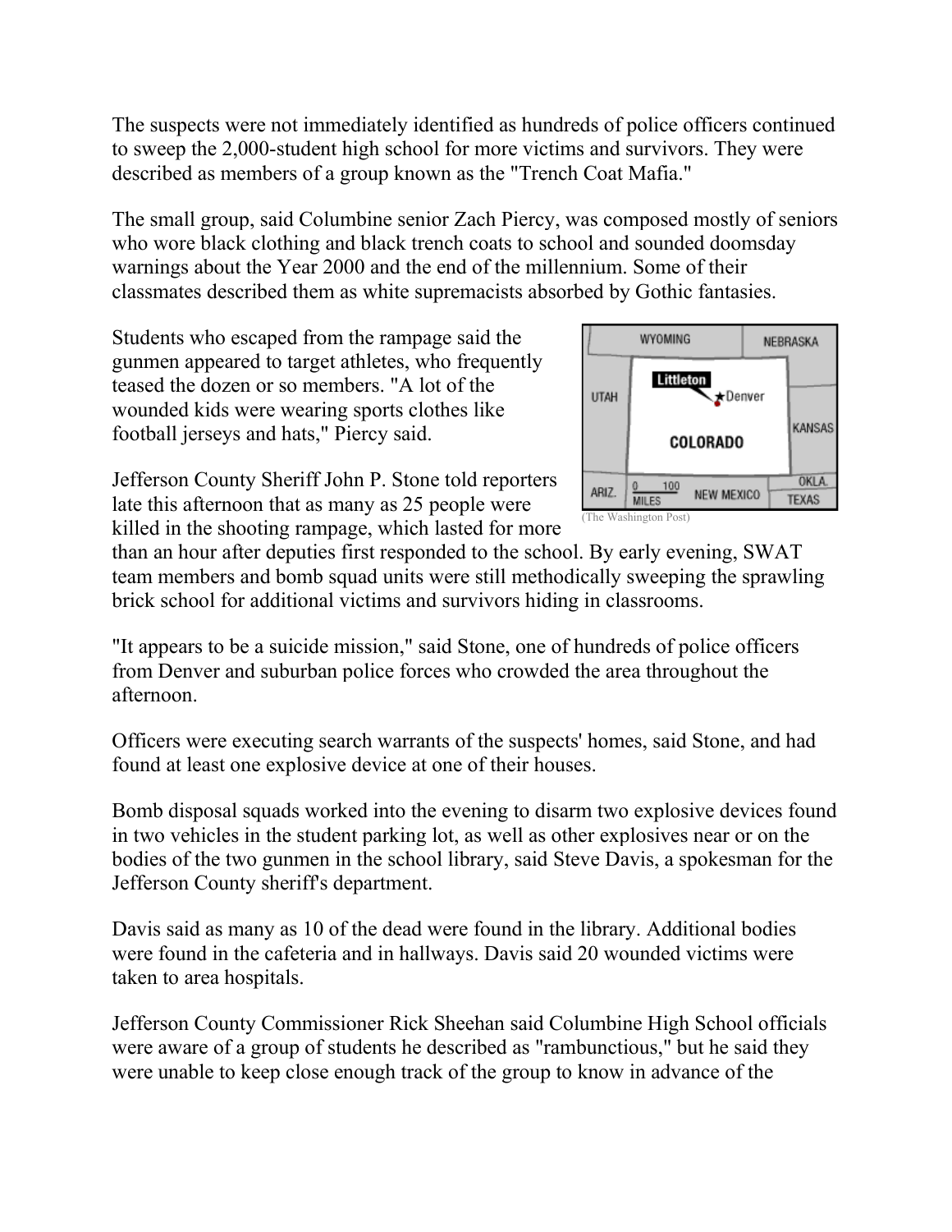The suspects were not immediately identified as hundreds of police officers continued to sweep the 2,000-student high school for more victims and survivors. They were described as members of a group known as the "Trench Coat Mafia."

The small group, said Columbine senior Zach Piercy, was composed mostly of seniors who wore black clothing and black trench coats to school and sounded doomsday warnings about the Year 2000 and the end of the millennium. Some of their classmates described them as white supremacists absorbed by Gothic fantasies.

Students who escaped from the rampage said the gunmen appeared to target athletes, who frequently teased the dozen or so members. "A lot of the wounded kids were wearing sports clothes like football jerseys and hats," Piercy said.

(The Washington Post)

Jefferson County Sheriff John P. Stone told reporters late this afternoon that as many as 25 people were killed in the shooting rampage, which lasted for more than an hour after deputies first responded to the school. By early evening, SWAT team members and bomb squad units were still methodically sweeping the sprawling brick school for additional victims and survivors hiding in classrooms.

"It appears to be a suicide mission," said Stone, one of hundreds of police officers from Denver and suburban police forces who crowded the area throughout the afternoon.

Officers were executing search warrants of the suspects' homes, said Stone, and had found at least one explosive device at one of their houses.

Bomb disposal squads worked into the evening to disarm two explosive devices found in two vehicles in the student parking lot, as well as other explosives near or on the bodies of the two gunmen in the school library, said Steve Davis, a spokesman for the Jefferson County sheriff's department.

Davis said as many as 10 of the dead were found in the library. Additional bodies were found in the cafeteria and in hallways. Davis said 20 wounded victims were taken to area hospitals.

Jefferson County Commissioner Rick Sheehan said Columbine High School officials were aware of a group of students he described as "rambunctious," but he said they were unable to keep close enough track of the group to know in advance of the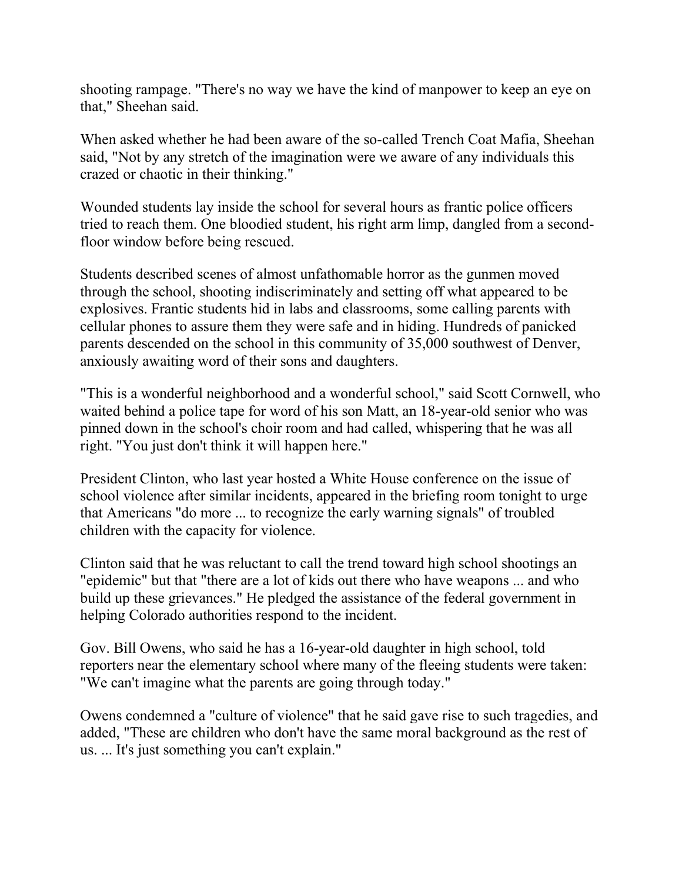shooting rampage. "There's no way we have the kind of manpower to keep an eye on that," Sheehan said.

When asked whether he had been aware of the so-called Trench Coat Mafia, Sheehan said, "Not by any stretch of the imagination were we aware of any individuals this crazed or chaotic in their thinking."

Wounded students lay inside the school for several hours as frantic police officers tried to reach them. One bloodied student, his right arm limp, dangled from a second-floor window before being rescued.

Students described scenes of almost unfathomable horror as the gunmen moved through the school, shooting indiscriminately and setting off what appeared to be explosives. Frantic students hid in labs and classrooms, some calling parents with cellular phones to assure them they were safe and in hiding. Hundreds of panicked parents descended on the school in this community of 35,000 southwest of Denver, anxiously awaiting word of their sons and daughters.

"This is a wonderful neighborhood and a wonderful school," said Scott Cornwell, who waited behind a police tape for word of his son Matt, an 18-year-old senior who was pinned down in the school's choir room and had called, whispering that he was all right. "You just don't think it will happen here."

President Clinton, who last year hosted a White House conference on the issue of school violence after similar incidents, appeared in the briefing room tonight to urge that Americans "do more ... to recognize the early warning signals" of troubled children with the capacity for violence.

Clinton said that he was reluctant to call the trend toward high school shootings an "epidemic" but that "there are a lot of kids out there who have weapons ... and who build up these grievances." He pledged the assistance of the federal government in helping Colorado authorities respond to the incident.

Gov. Bill Owens, who said he has a 16-year-old daughter in high school, told reporters near the elementary school where many of the fleeing students were taken: "We can't imagine what the parents are going through today."

Owens condemned a "culture of violence" that he said gave rise to such tragedies, and added, "These are children who don't have the same moral background as the rest of us. ... It's just something you can't explain."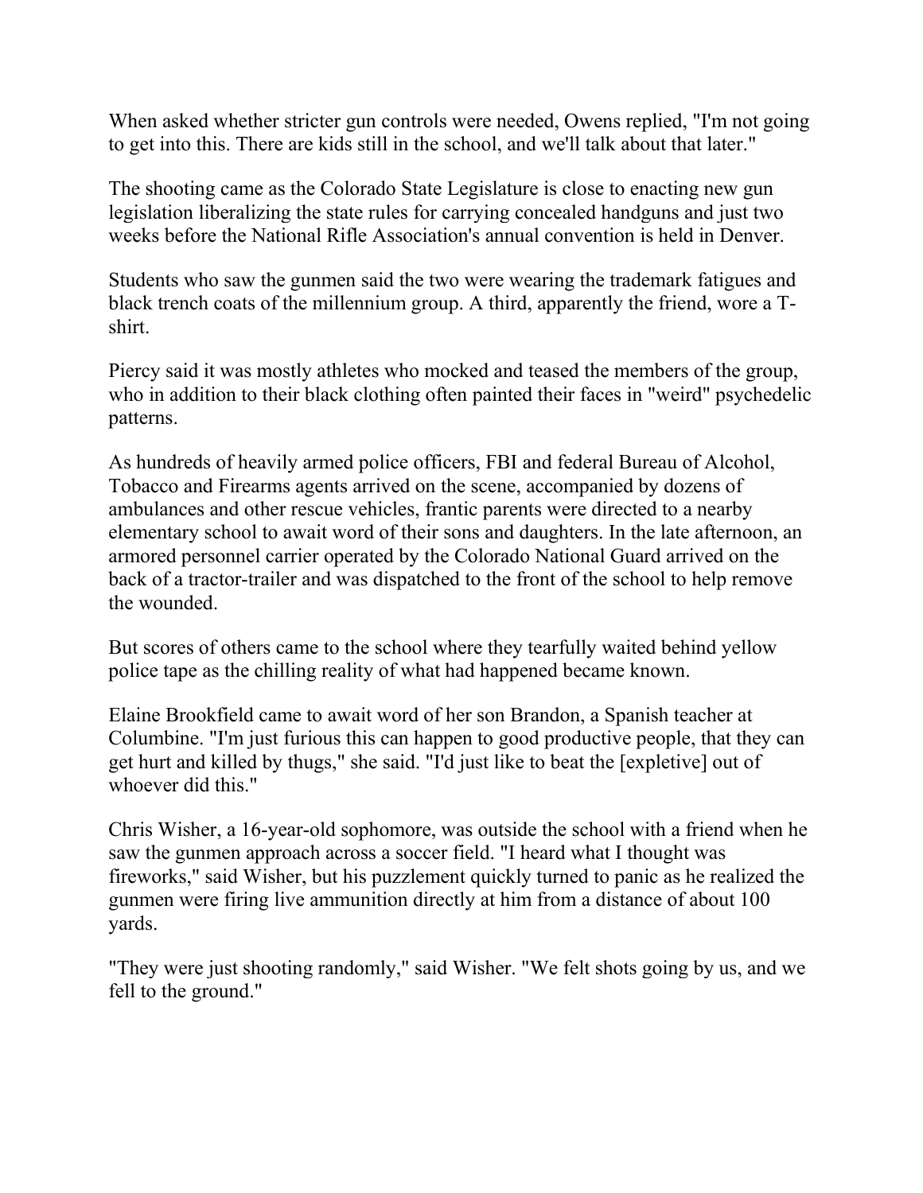When asked whether stricter gun controls were needed, Owens replied, "I'm not going to get into this. There are kids still in the school, and we'll talk about that later."

The shooting came as the Colorado State Legislature is close to enacting new gun legislation liberalizing the state rules for carrying concealed handguns and just two weeks before the National Rifle Association's annual convention is held in Denver.

Students who saw the gunmen said the two were wearing the trademark fatigues and black trench coats of the millennium group. A third, apparently the friend, wore a T-shirt.

Piercy said it was mostly athletes who mocked and teased the members of the group, who in addition to their black clothing often painted their faces in "weird" psychedelic patterns.

As hundreds of heavily armed police officers, FBI and federal Bureau of Alcohol, Tobacco and Firearms agents arrived on the scene, accompanied by dozens of ambulances and other rescue vehicles, frantic parents were directed to a nearby elementary school to await word of their sons and daughters. In the late afternoon, an armored personnel carrier operated by the Colorado National Guard arrived on the back of a tractor-trailer and was dispatched to the front of the school to help remove the wounded.

But scores of others came to the school where they tearfully waited behind yellow police tape as the chilling reality of what had happened became known.

Elaine Brookfield came to await word of her son Brandon, a Spanish teacher at Columbine. "I'm just furious this can happen to good productive people, that they can get hurt and killed by thugs," she said. "I'd just like to beat the [expletive] out of whoever did this."

Chris Wisher, a 16-year-old sophomore, was outside the school with a friend when he saw the gunmen approach across a soccer field. "I heard what I thought was fireworks," said Wisher, but his puzzlement quickly turned to panic as he realized the gunmen were firing live ammunition directly at him from a distance of about 100 yards.

"They were just shooting randomly," said Wisher. "We felt shots going by us, and we fell to the ground."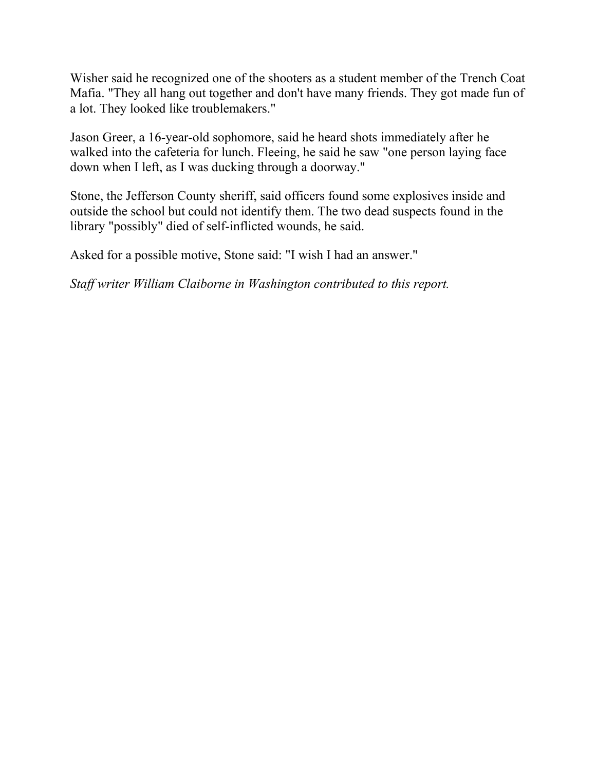Wisher said he recognized one of the shooters as a student member of the Trench Coat Mafia. "They all hang out together and don't have many friends. They got made fun of a lot. They looked like troublemakers."

Jason Greer, a 16-year-old sophomore, said he heard shots immediately after he walked into the cafeteria for lunch. Fleeing, he said he saw "one person laying face down when I left, as I was ducking through a doorway."

Stone, the Jefferson County sheriff, said officers found some explosives inside and outside the school but could not identify them. The two dead suspects found in the library "possibly" died of self-inflicted wounds, he said.

Asked for a possible motive, Stone said: "I wish I had an answer."

*Staff writer William Claiborne in Washington contributed to this report.*